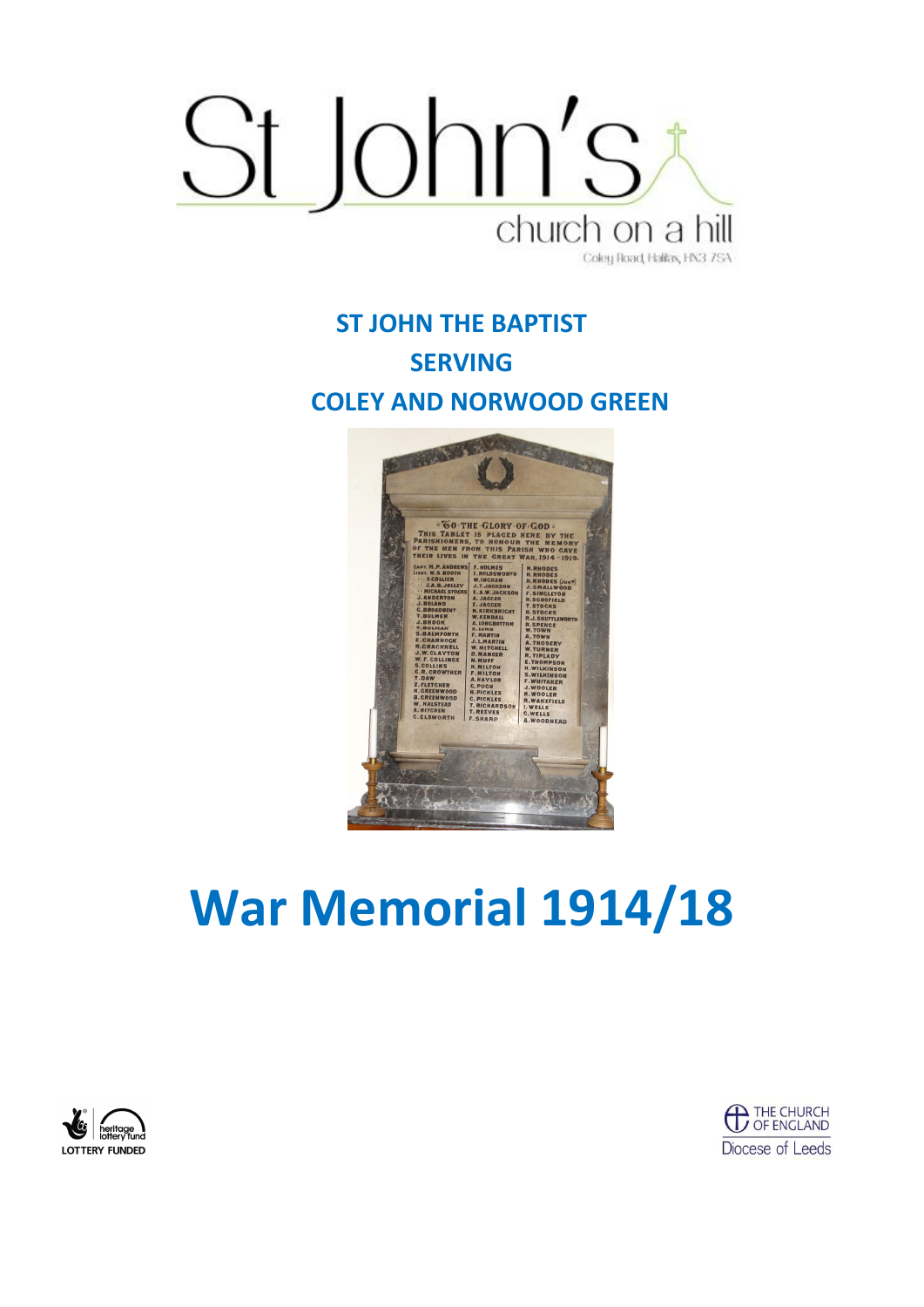# St John's

church on a hill

Coley Road, Halifax, HX3 7SA

**ST JOHN THE BAPTIST**

**SERVING**

**COLEY AND NORWOOD GREEN**

# War Memorial 1914/18

LOTTERY FUNDED

THE CHURCH OF ENGLAND

Diocese of Leeds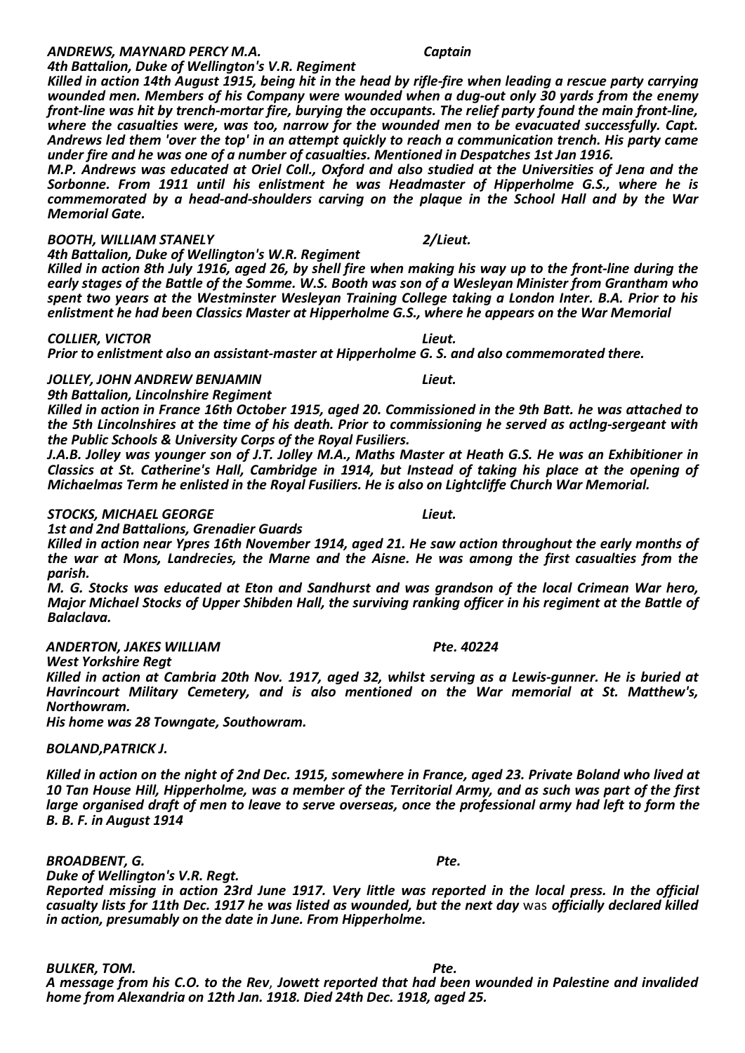***ANDREWS, MAYNARD PERCY M.A.*** ***Captain***
***4th Battalion, Duke of Wellington's V.R. Regiment***
***Killed in action 14th August 1915, being hit in the head by rifle-fire when leading a rescue party carrying wounded men. Members of his Company were wounded when a dug-out only 30 yards from the enemy front-line was hit by trench-mortar fire, burying the occupants. The relief party found the main front-line, where the casualties were, was too, narrow for the wounded men to be evacuated successfully. Capt. Andrews led them 'over the top' in an attempt quickly to reach a communication trench. His party came under fire and he was one of a number of casualties. Mentioned in Despatches 1st Jan 1916.***
***M.P. Andrews was educated at Oriel Coll., Oxford and also studied at the Universities of Jena and the Sorbonne. From 1911 until his enlistment he was Headmaster of Hipperholme G.S., where he is commemorated by a head-and-shoulders carving on the plaque in the School Hall and by the War Memorial Gate.***

***BOOTH, WILLIAM STANELY*** ***2/Lieut.***
***4th Battalion, Duke of Wellington's W.R. Regiment***
***Killed in action 8th July 1916, aged 26, by shell fire when making his way up to the front-line during the early stages of the Battle of the Somme. W.S. Booth was son of a Wesleyan Minister from Grantham who spent two years at the Westminster Wesleyan Training College taking a London Inter. B.A. Prior to his enlistment he had been Classics Master at Hipperholme G.S., where he appears on the War Memorial***

***COLLIER, VICTOR*** ***Lieut.***
***Prior to enlistment also an assistant-master at Hipperholme G. S. and also commemorated there.***

***JOLLEY, JOHN ANDREW BENJAMIN*** ***Lieut.***
***9th Battalion, Lincolnshire Regiment***
***Killed in action in France 16th October 1915, aged 20. Commissioned in the 9th Batt. he was attached to the 5th Lincolnshires at the time of his death. Prior to commissioning he served as actlng-sergeant with the Public Schools & University Corps of the Royal Fusiliers.***
***J.A.B. Jolley was younger son of J.T. Jolley M.A., Maths Master at Heath G.S. He was an Exhibitioner in Classics at St. Catherine's Hall, Cambridge in 1914, but Instead of taking his place at the opening of Michaelmas Term he enlisted in the Royal Fusiliers. He is also on Lightcliffe Church War Memorial.***

***STOCKS, MICHAEL GEORGE*** ***Lieut.***
***1st and 2nd Battalions, Grenadier Guards***
***Killed in action near Ypres 16th November 1914, aged 21. He saw action throughout the early months of the war at Mons, Landrecies, the Marne and the Aisne. He was among the first casualties from the parish.***
***M. G. Stocks was educated at Eton and Sandhurst and was grandson of the local Crimean War hero, Major Michael Stocks of Upper Shibden Hall, the surviving ranking officer in his regiment at the Battle of Balaclava.***

***ANDERTON, JAKES WILLIAM*** ***Pte. 40224***
***West Yorkshire Regt***
***Killed in action at Cambria 20th Nov. 1917, aged 32, whilst serving as a Lewis-gunner. He is buried at Havrincourt Military Cemetery, and is also mentioned on the War memorial at St. Matthew's, Northowram.***
***His home was 28 Towngate, Southowram.***

***BOLAND,PATRICK J.***

***Killed in action on the night of 2nd Dec. 1915, somewhere in France, aged 23. Private Boland who lived at 10 Tan House Hill, Hipperholme, was a member of the Territorial Army, and as such was part of the first large organised draft of men to leave to serve overseas, once the professional army had left to form the B. B. F. in August 1914***

***BROADBENT, G.*** ***Pte.***
***Duke of Wellington's V.R. Regt.***
***Reported missing in action 23rd June 1917. Very little was reported in the local press. In the official casualty lists for 11th Dec. 1917 he was listed as wounded, but the next day*** was ***officially declared killed in action, presumably on the date in June. From Hipperholme.***

***BULKER, TOM.*** ***Pte.***
***A message from his C.O. to the Rev***, ***Jowett reported that had been wounded in Palestine and invalided home from Alexandria on 12th Jan. 1918. Died 24th Dec. 1918, aged 25.***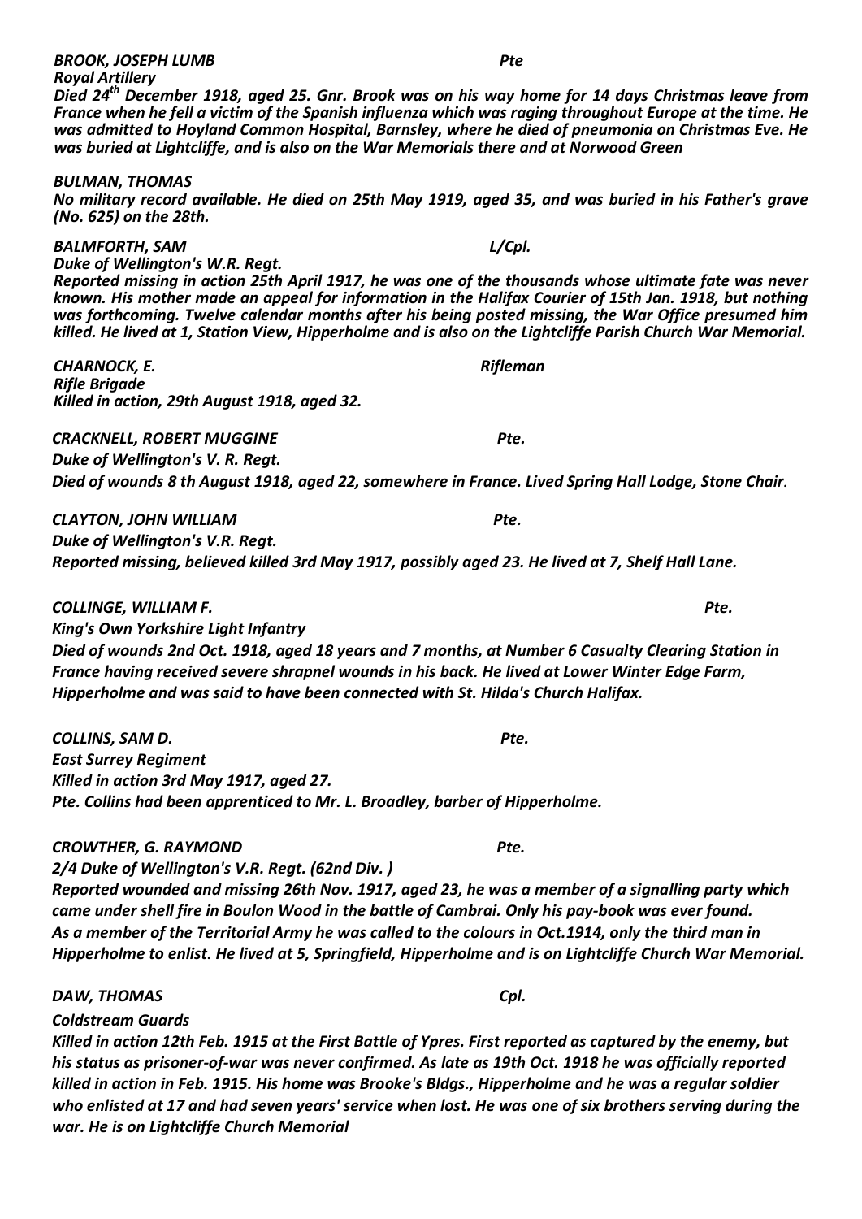***BROOK, JOSEPH LUMB*** ***Pte***
***Royal Artillery***
***Died 24th December 1918, aged 25. Gnr. Brook was on his way home for 14 days Christmas leave from France when he fell a victim of the Spanish influenza which was raging throughout Europe at the time. He was admitted to Hoyland Common Hospital, Barnsley, where he died of pneumonia on Christmas Eve. He was buried at Lightcliffe, and is also on the War Memorials there and at Norwood Green***

***BULMAN, THOMAS***
***No military record available. He died on 25th May 1919, aged 35, and was buried in his Father's grave (No. 625) on the 28th.***

***BALMFORTH, SAM*** ***L/Cpl.***
***Duke of Wellington's W.R. Regt.***
***Reported missing in action 25th April 1917, he was one of the thousands whose ultimate fate was never known. His mother made an appeal for information in the Halifax Courier of 15th Jan. 1918, but nothing was forthcoming. Twelve calendar months after his being posted missing, the War Office presumed him killed. He lived at 1, Station View, Hipperholme and is also on the Lightcliffe Parish Church War Memorial.***

***CHARNOCK, E.*** ***Rifleman***
***Rifle Brigade***
***Killed in action, 29th August 1918, aged 32.***

***CRACKNELL, ROBERT MUGGINE*** ***Pte.***
***Duke of Wellington's V. R. Regt.***
***Died of wounds 8 th August 1918, aged 22, somewhere in France. Lived Spring Hall Lodge, Stone Chair.***

***CLAYTON, JOHN WILLIAM*** ***Pte.***
***Duke of Wellington's V.R. Regt.***
***Reported missing, believed killed 3rd May 1917, possibly aged 23. He lived at 7, Shelf Hall Lane.***

***COLLINGE, WILLIAM F.*** ***Pte.***
***King's Own Yorkshire Light Infantry***
***Died of wounds 2nd Oct. 1918, aged 18 years and 7 months, at Number 6 Casualty Clearing Station in France having received severe shrapnel wounds in his back. He lived at Lower Winter Edge Farm, Hipperholme and was said to have been connected with St. Hilda's Church Halifax.***

***COLLINS, SAM D.*** ***Pte.***
***East Surrey Regiment***
***Killed in action 3rd May 1917, aged 27.***
***Pte. Collins had been apprenticed to Mr. L. Broadley, barber of Hipperholme.***

***CROWTHER, G. RAYMOND*** ***Pte.***
***2/4 Duke of Wellington's V.R. Regt. (62nd Div. )***
***Reported wounded and missing 26th Nov. 1917, aged 23, he was a member of a signalling party which came under shell fire in Boulon Wood in the battle of Cambrai. Only his pay-book was ever found. As a member of the Territorial Army he was called to the colours in Oct.1914, only the third man in Hipperholme to enlist. He lived at 5, Springfield, Hipperholme and is on Lightcliffe Church War Memorial.***

***DAW, THOMAS*** ***Cpl.***
***Coldstream Guards***
***Killed in action 12th Feb. 1915 at the First Battle of Ypres. First reported as captured by the enemy, but his status as prisoner-of-war was never confirmed. As late as 19th Oct. 1918 he was officially reported killed in action in Feb. 1915. His home was Brooke's Bldgs., Hipperholme and he was a regular soldier who enlisted at 17 and had seven years' service when lost. He was one of six brothers serving during the war. He is on Lightcliffe Church Memorial***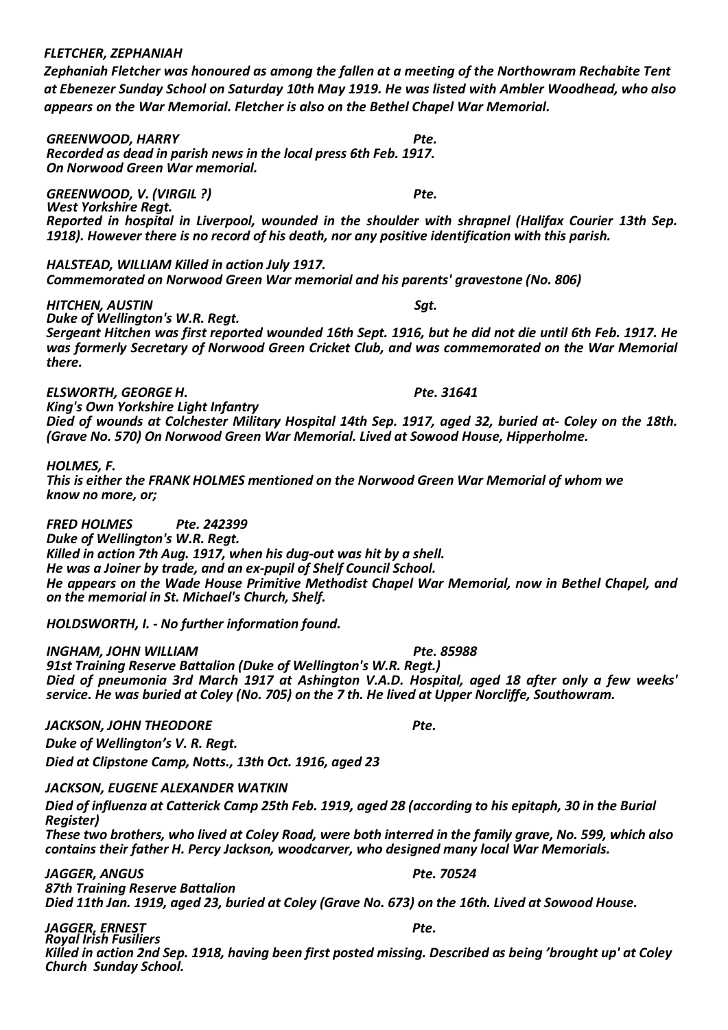***FLETCHER, ZEPHANIAH***

*Zephaniah Fletcher was honoured as among the fallen at a meeting of the Northowram Rechabite Tent at Ebenezer Sunday School on Saturday 10th May 1919. He was listed with Ambler Woodhead, who also appears on the War Memorial. Fletcher is also on the Bethel Chapel War Memorial.*

***GREENWOOD, HARRY*** — *Pte.*

*Recorded as dead in parish news in the local press 6th Feb. 1917.*
*On Norwood Green War memorial.*

***GREENWOOD, V. (VIRGIL ?)*** — *Pte.*

*West Yorkshire Regt.*
*Reported in hospital in Liverpool, wounded in the shoulder with shrapnel (Halifax Courier 13th Sep. 1918). However there is no record of his death, nor any positive identification with this parish.*

***HALSTEAD, WILLIAM*** *Killed in action July 1917.*
*Commemorated on Norwood Green War memorial and his parents' gravestone (No. 806)*

***HITCHEN, AUSTIN*** — *Sgt.*

*Duke of Wellington's W.R. Regt.*
*Sergeant Hitchen was first reported wounded 16th Sept. 1916, but he did not die until 6th Feb. 1917. He was formerly Secretary of Norwood Green Cricket Club, and was commemorated on the War Memorial there.*

***ELSWORTH, GEORGE H.*** — *Pte. 31641*

*King's Own Yorkshire Light Infantry*
*Died of wounds at Colchester Military Hospital 14th Sep. 1917, aged 32, buried at- Coley on the 18th. (Grave No. 570) On Norwood Green War Memorial. Lived at Sowood House, Hipperholme.*

***HOLMES, F.***

*This is either the FRANK HOLMES mentioned on the Norwood Green War Memorial of whom we know no more, or;*

***FRED HOLMES*** *Pte. 242399*

*Duke of Wellington's W.R. Regt.*
*Killed in action 7th Aug. 1917, when his dug-out was hit by a shell.*
*He was a Joiner by trade, and an ex-pupil of Shelf Council School.*
*He appears on the Wade House Primitive Methodist Chapel War Memorial, now in Bethel Chapel, and on the memorial in St. Michael's Church, Shelf.*

***HOLDSWORTH, I.*** *- No further information found.*

***INGHAM, JOHN WILLIAM*** — *Pte. 85988*

*91st Training Reserve Battalion (Duke of Wellington's W.R. Regt.)*
*Died of pneumonia 3rd March 1917 at Ashington V.A.D. Hospital, aged 18 after only a few weeks' service. He was buried at Coley (No. 705) on the 7 th. He lived at Upper Norcliffe, Southowram.*

***JACKSON, JOHN THEODORE*** — *Pte.*

*Duke of Wellington's V. R. Regt.*
*Died at Clipstone Camp, Notts., 13th Oct. 1916, aged 23*

***JACKSON, EUGENE ALEXANDER WATKIN***

*Died of influenza at Catterick Camp 25th Feb. 1919, aged 28 (according to his epitaph, 30 in the Burial Register)*
*These two brothers, who lived at Coley Road, were both interred in the family grave, No. 599, which also contains their father H. Percy Jackson, woodcarver, who designed many local War Memorials.*

***JAGGER, ANGUS*** — *Pte. 70524*

*87th Training Reserve Battalion*
*Died 11th Jan. 1919, aged 23, buried at Coley (Grave No. 673) on the 16th. Lived at Sowood House.*

***JAGGER, ERNEST*** — *Pte.*

*Royal Irish Fusiliers*
*Killed in action 2nd Sep. 1918, having been first posted missing. Described as being 'brought up' at Coley Church Sunday School.*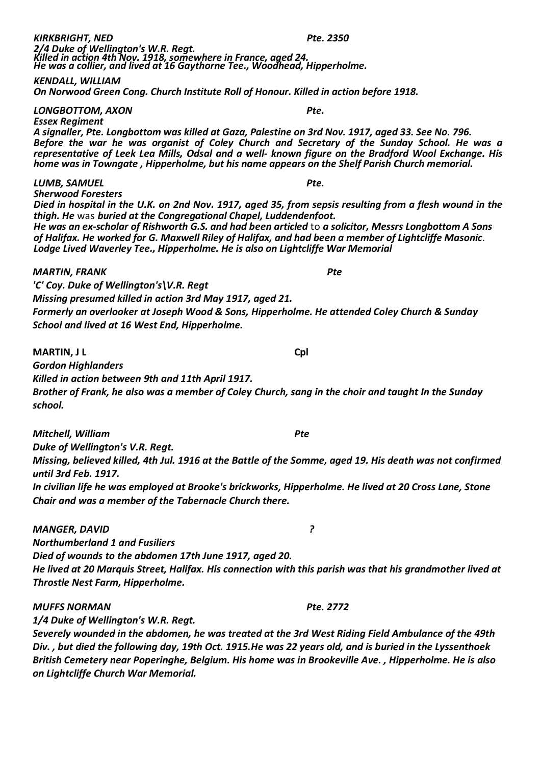***KIRKBRIGHT, NED*** ***Pte. 2350***
***2/4 Duke of Wellington's W.R. Regt.***
***Killed in action 4th Nov. 1918, somewhere in France, aged 24.***
***He was a collier, and lived at 16 Gaythorne Tee., Woodhead, Hipperholme.***

***KENDALL, WILLIAM***
***On Norwood Green Cong. Church Institute Roll of Honour. Killed in action before 1918.***

***LONGBOTTOM, AXON*** ***Pte.***
***Essex Regiment***
***A signaller, Pte. Longbottom was killed at Gaza, Palestine on 3rd Nov. 1917, aged 33. See No. 796. Before the war he was organist of Coley Church and Secretary of the Sunday School. He was a representative of Leek Lea Mills, Odsal and a well- known figure on the Bradford Wool Exchange. His home was in Towngate , Hipperholme, but his name appears on the Shelf Parish Church memorial.***

***LUMB, SAMUEL*** ***Pte.***
***Sherwood Foresters***
***Died in hospital in the U.K. on 2nd Nov. 1917, aged 35, from sepsis resulting from a flesh wound in the thigh. He*** was ***buried at the Congregational Chapel, Luddendenfoot.***
***He was an ex-scholar of Rishworth G.S. and had been articled*** to ***a solicitor, Messrs Longbottom A Sons of Halifax. He worked for G. Maxwell Riley of Halifax, and had been a member of Lightcliffe Masonic***. ***Lodge Lived Waverley Tee., Hipperholme. He is also on Lightcliffe War Memorial***

***MARTIN, FRANK*** ***Pte***
***'C' Coy. Duke of Wellington's\V.R. Regt***
***Missing presumed killed in action 3rd May 1917, aged 21.***
***Formerly an overlooker at Joseph Wood & Sons, Hipperholme. He attended Coley Church & Sunday School and lived at 16 West End, Hipperholme.***

**MARTIN, J L** **Cpl**
***Gordon Highlanders***
***Killed in action between 9th and 11th April 1917.***
***Brother of Frank, he also was a member of Coley Church, sang in the choir and taught In the Sunday school.***

***Mitchell, William*** ***Pte***
***Duke of Wellington's V.R. Regt.***
***Missing, believed killed, 4th Jul. 1916 at the Battle of the Somme, aged 19. His death was not confirmed until 3rd Feb. 1917.***
***In civilian life he was employed at Brooke's brickworks, Hipperholme. He lived at 20 Cross Lane, Stone Chair and was a member of the Tabernacle Church there.***

***MANGER, DAVID*** ***?***
***Northumberland 1 and Fusiliers***
***Died of wounds to the abdomen 17th June 1917, aged 20.***
***He lived at 20 Marquis Street, Halifax. His connection with this parish was that his grandmother lived at Throstle Nest Farm, Hipperholme.***

***MUFFS NORMAN*** ***Pte. 2772***
***1/4 Duke of Wellington's W.R. Regt.***
***Severely wounded in the abdomen, he was treated at the 3rd West Riding Field Ambulance of the 49th Div. , but died the following day, 19th Oct. 1915.He was 22 years old, and is buried in the Lyssenthoek British Cemetery near Poperinghe, Belgium. His home was in Brookeville Ave. , Hipperholme. He is also on Lightcliffe Church War Memorial.***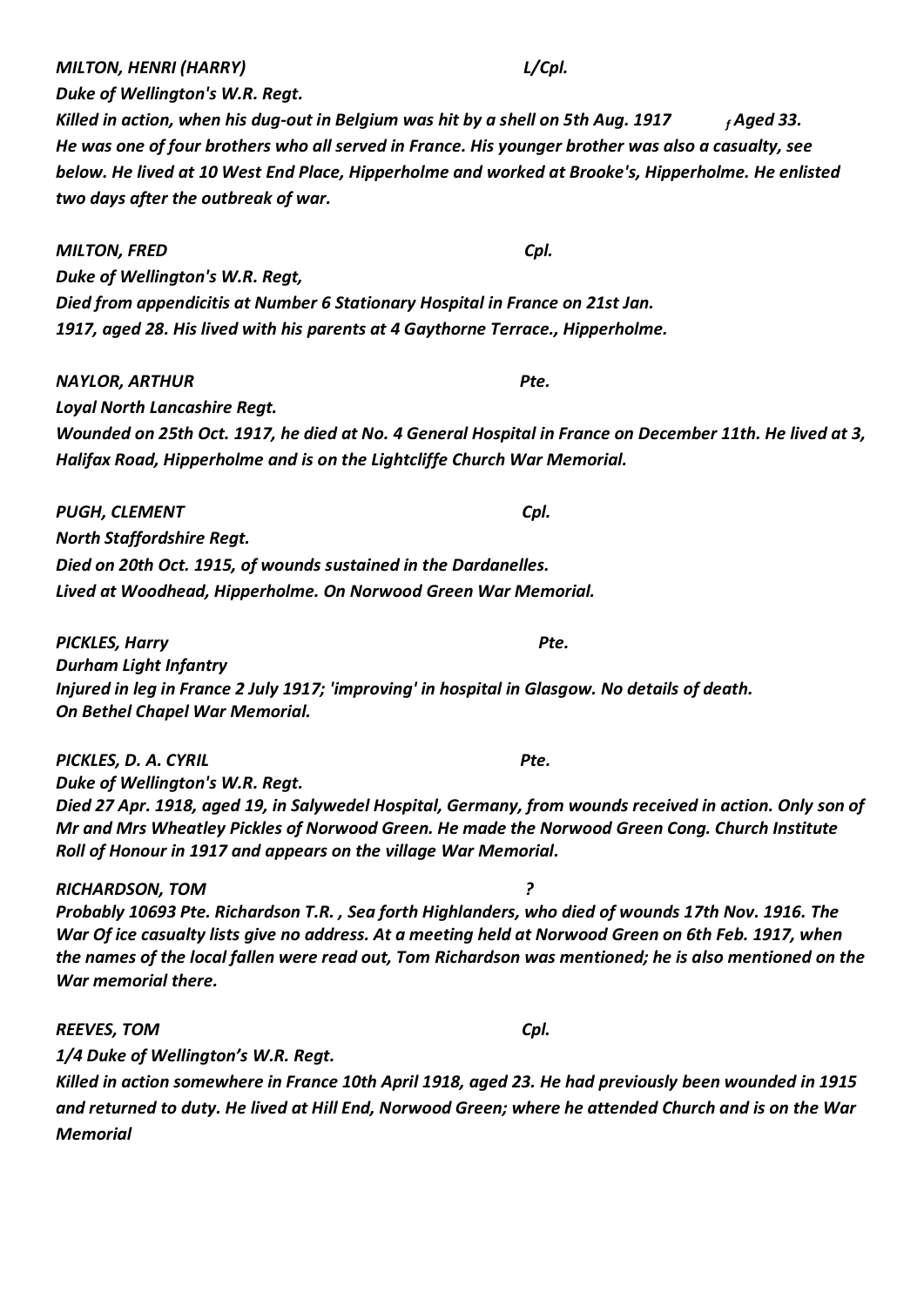***MILTON, HENRI (HARRY)*** ***L/Cpl.***

***Duke of Wellington's W.R. Regt.***

***Killed in action, when his dug-out in Belgium was hit by a shell on 5th Aug. 1917 ,Aged 33. He was one of four brothers who all served in France. His younger brother was also a casualty, see below. He lived at 10 West End Place, Hipperholme and worked at Brooke's, Hipperholme. He enlisted two days after the outbreak of war.***

***MILTON, FRED*** ***Cpl.***

***Duke of Wellington's W.R. Regt,***

***Died from appendicitis at Number 6 Stationary Hospital in France on 21st Jan. 1917, aged 28. His lived with his parents at 4 Gaythorne Terrace., Hipperholme.***

***NAYLOR, ARTHUR*** ***Pte.***

***Loyal North Lancashire Regt.***

***Wounded on 25th Oct. 1917, he died at No. 4 General Hospital in France on December 11th. He lived at 3, Halifax Road, Hipperholme and is on the Lightcliffe Church War Memorial.***

***PUGH, CLEMENT*** ***Cpl.***

***North Staffordshire Regt.***

***Died on 20th Oct. 1915, of wounds sustained in the Dardanelles. Lived at Woodhead, Hipperholme. On Norwood Green War Memorial.***

***PICKLES, Harry*** ***Pte.***

***Durham Light Infantry***

***Injured in leg in France 2 July 1917; 'improving' in hospital in Glasgow. No details of death. On Bethel Chapel War Memorial.***

***PICKLES, D. A. CYRIL*** ***Pte.***

***Duke of Wellington's W.R. Regt.***

***Died 27 Apr. 1918, aged 19, in Salywedel Hospital, Germany, from wounds received in action. Only son of Mr and Mrs Wheatley Pickles of Norwood Green. He made the Norwood Green Cong. Church Institute Roll of Honour in 1917 and appears on the village War Memorial.***

***RICHARDSON, TOM*** ***?***

***Probably 10693 Pte. Richardson T.R. , Sea forth Highlanders, who died of wounds 17th Nov. 1916. The War Of ice casualty lists give no address. At a meeting held at Norwood Green on 6th Feb. 1917, when the names of the local fallen were read out, Tom Richardson was mentioned; he is also mentioned on the War memorial there.***

***REEVES, TOM*** ***Cpl.***

***1/4 Duke of Wellington's W.R. Regt.***

***Killed in action somewhere in France 10th April 1918, aged 23. He had previously been wounded in 1915 and returned to duty. He lived at Hill End, Norwood Green; where he attended Church and is on the War Memorial***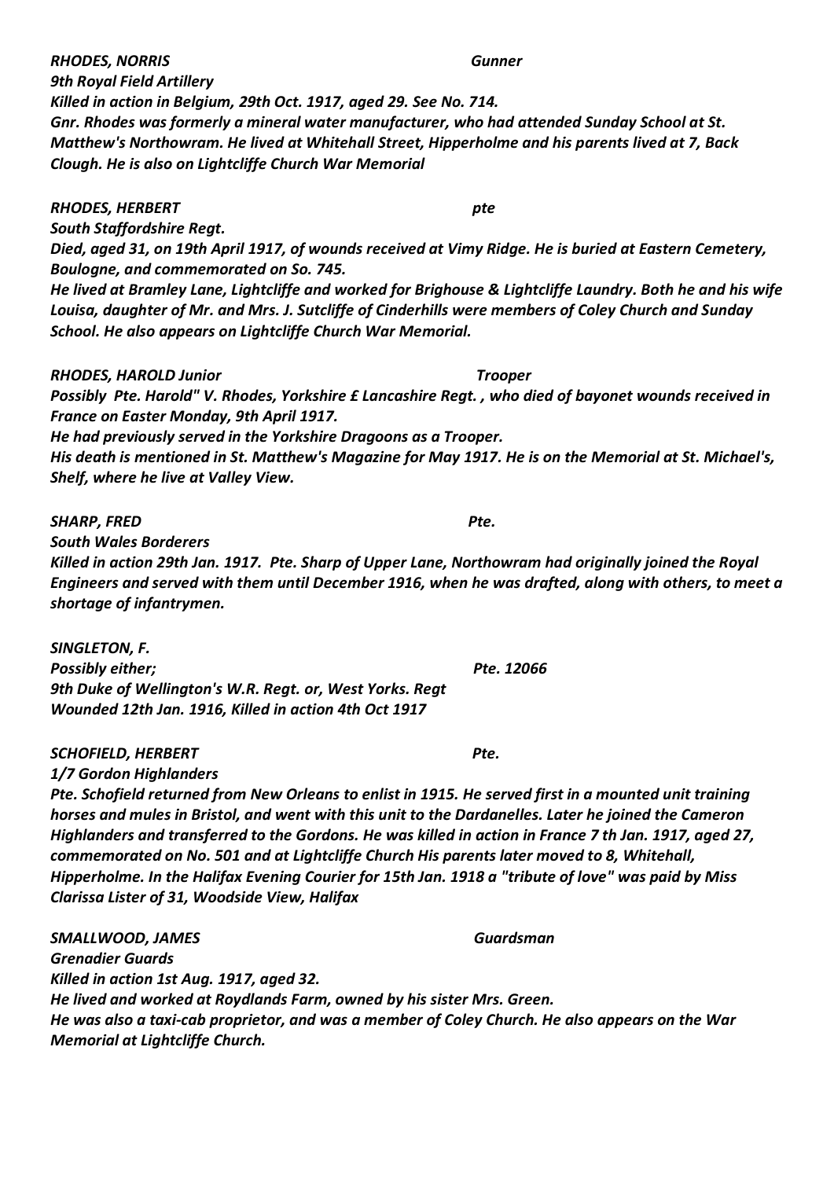***RHODES, NORRIS*** ***Gunner***
***9th Royal Field Artillery***
***Killed in action in Belgium, 29th Oct. 1917, aged 29. See No. 714.***
***Gnr. Rhodes was formerly a mineral water manufacturer, who had attended Sunday School at St. Matthew's Northowram. He lived at Whitehall Street, Hipperholme and his parents lived at 7, Back Clough. He is also on Lightcliffe Church War Memorial***

***RHODES, HERBERT*** ***pte***
***South Staffordshire Regt.***
***Died, aged 31, on 19th April 1917, of wounds received at Vimy Ridge. He is buried at Eastern Cemetery, Boulogne, and commemorated on So. 745.***
***He lived at Bramley Lane, Lightcliffe and worked for Brighouse & Lightcliffe Laundry. Both he and his wife Louisa, daughter of Mr. and Mrs. J. Sutcliffe of Cinderhills were members of Coley Church and Sunday School. He also appears on Lightcliffe Church War Memorial.***

***RHODES, HAROLD Junior*** ***Trooper***
***Possibly Pte. Harold" V. Rhodes, Yorkshire £ Lancashire Regt. , who died of bayonet wounds received in France on Easter Monday, 9th April 1917.***
***He had previously served in the Yorkshire Dragoons as a Trooper.***
***His death is mentioned in St. Matthew's Magazine for May 1917. He is on the Memorial at St. Michael's, Shelf, where he live at Valley View.***

***SHARP, FRED*** ***Pte.***
***South Wales Borderers***
***Killed in action 29th Jan. 1917. Pte. Sharp of Upper Lane, Northowram had originally joined the Royal Engineers and served with them until December 1916, when he was drafted, along with others, to meet a shortage of infantrymen.***

***SINGLETON, F.***
***Possibly either;*** ***Pte. 12066***
***9th Duke of Wellington's W.R. Regt. or, West Yorks. Regt***
***Wounded 12th Jan. 1916, Killed in action 4th Oct 1917***

***SCHOFIELD, HERBERT*** ***Pte.***
***1/7 Gordon Highlanders***
***Pte. Schofield returned from New Orleans to enlist in 1915. He served first in a mounted unit training horses and mules in Bristol, and went with this unit to the Dardanelles. Later he joined the Cameron Highlanders and transferred to the Gordons. He was killed in action in France 7 th Jan. 1917, aged 27, commemorated on No. 501 and at Lightcliffe Church His parents later moved to 8, Whitehall, Hipperholme. In the Halifax Evening Courier for 15th Jan. 1918 a "tribute of love" was paid by Miss Clarissa Lister of 31, Woodside View, Halifax***

***SMALLWOOD, JAMES*** ***Guardsman***
***Grenadier Guards***
***Killed in action 1st Aug. 1917, aged 32.***
***He lived and worked at Roydlands Farm, owned by his sister Mrs. Green.***
***He was also a taxi-cab proprietor, and was a member of Coley Church. He also appears on the War Memorial at Lightcliffe Church.***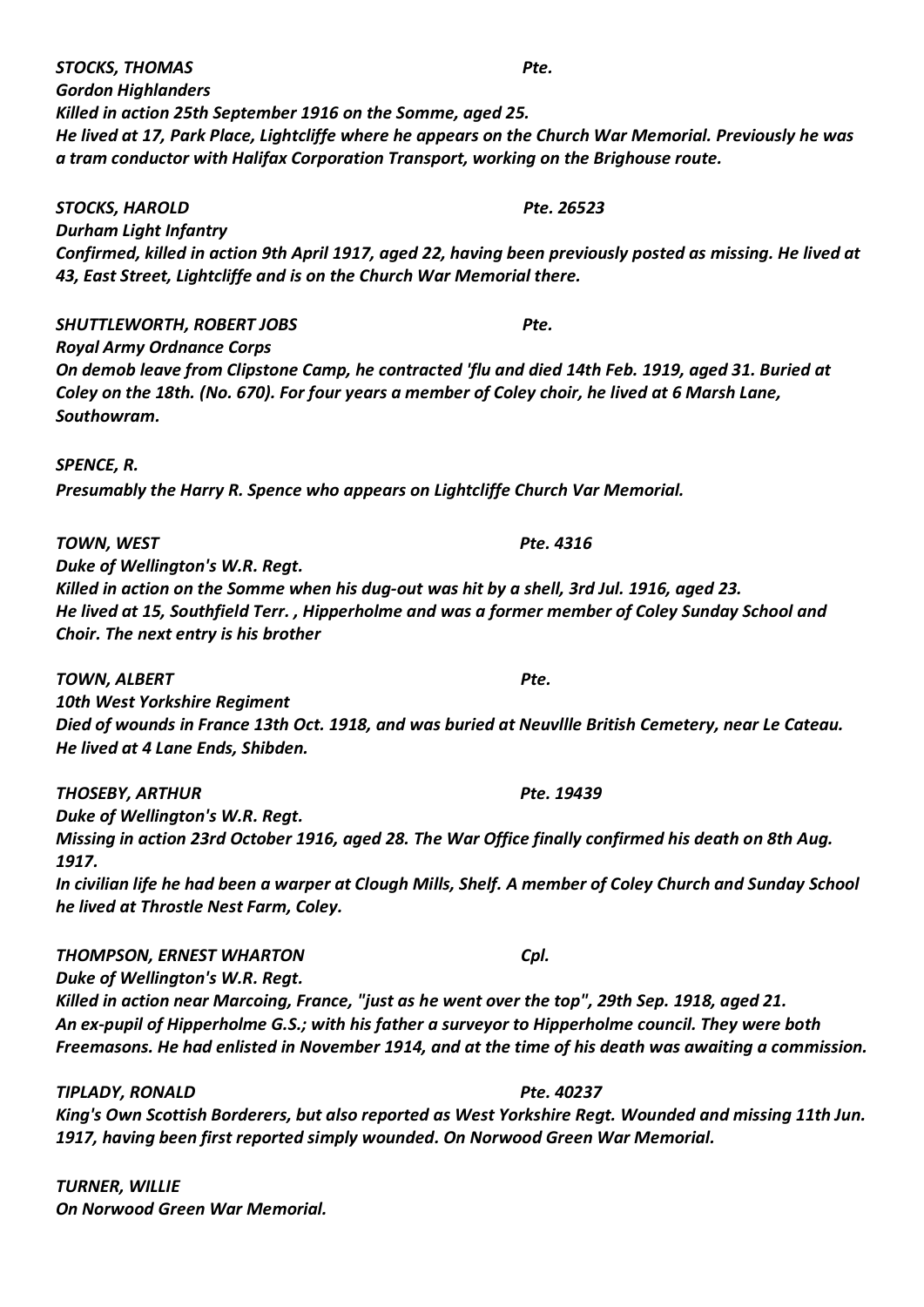***STOCKS, THOMAS*** ***Pte.***

***Gordon Highlanders***

***Killed in action 25th September 1916 on the Somme, aged 25.***

***He lived at 17, Park Place, Lightcliffe where he appears on the Church War Memorial. Previously he was a tram conductor with Halifax Corporation Transport, working on the Brighouse route.***

***STOCKS, HAROLD*** ***Pte. 26523***

***Durham Light Infantry***

***Confirmed, killed in action 9th April 1917, aged 22, having been previously posted as missing. He lived at 43, East Street, Lightcliffe and is on the Church War Memorial there.***

***SHUTTLEWORTH, ROBERT JOBS*** ***Pte.***

***Royal Army Ordnance Corps***

***On demob leave from Clipstone Camp, he contracted 'flu and died 14th Feb. 1919, aged 31. Buried at Coley on the 18th. (No. 670). For four years a member of Coley choir, he lived at 6 Marsh Lane, Southowram.***

***SPENCE, R.***

***Presumably the Harry R. Spence who appears on Lightcliffe Church Var Memorial.***

***TOWN, WEST*** ***Pte. 4316***

***Duke of Wellington's W.R. Regt.***

***Killed in action on the Somme when his dug-out was hit by a shell, 3rd Jul. 1916, aged 23.***

***He lived at 15, Southfield Terr. , Hipperholme and was a former member of Coley Sunday School and Choir. The next entry is his brother***

***TOWN, ALBERT*** ***Pte.***

***10th West Yorkshire Regiment***

***Died of wounds in France 13th Oct. 1918, and was buried at Neuvllle British Cemetery, near Le Cateau. He lived at 4 Lane Ends, Shibden.***

***THOSEBY, ARTHUR*** ***Pte. 19439***

***Duke of Wellington's W.R. Regt.***

***Missing in action 23rd October 1916, aged 28. The War Office finally confirmed his death on 8th Aug. 1917.***

***In civilian life he had been a warper at Clough Mills, Shelf. A member of Coley Church and Sunday School he lived at Throstle Nest Farm, Coley.***

***THOMPSON, ERNEST WHARTON*** ***Cpl.***

***Duke of Wellington's W.R. Regt.***

***Killed in action near Marcoing, France, "just as he went over the top", 29th Sep. 1918, aged 21.***

***An ex-pupil of Hipperholme G.S.; with his father a surveyor to Hipperholme council. They were both Freemasons. He had enlisted in November 1914, and at the time of his death was awaiting a commission.***

***TIPLADY, RONALD*** ***Pte. 40237***

***King's Own Scottish Borderers, but also reported as West Yorkshire Regt. Wounded and missing 11th Jun. 1917, having been first reported simply wounded. On Norwood Green War Memorial.***

***TURNER, WILLIE***

***On Norwood Green War Memorial.***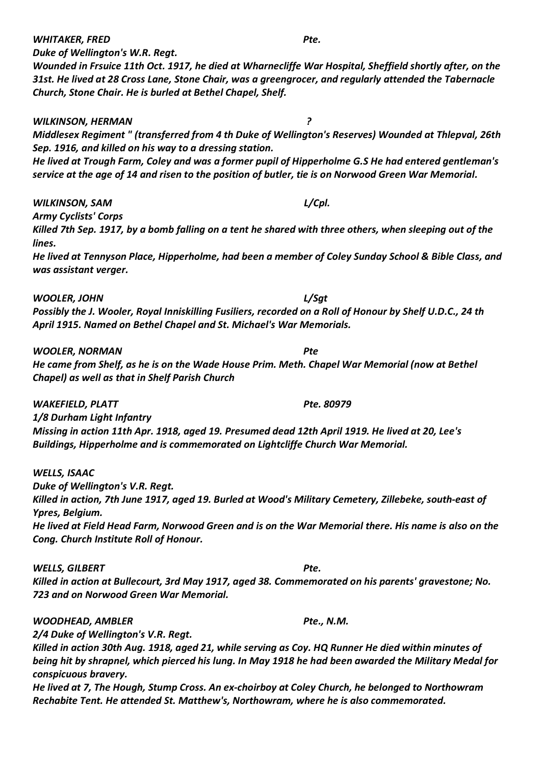***WHITAKER, FRED*** ***Pte.***

***Duke of Wellington's W.R. Regt.***

***Wounded in Frsuice 11th Oct. 1917, he died at Wharnecliffe War Hospital, Sheffield shortly after, on the 31st. He lived at 28 Cross Lane, Stone Chair, was a greengrocer, and regularly attended the Tabernacle Church, Stone Chair. He is burled at Bethel Chapel, Shelf.***

***WILKINSON, HERMAN*** ***?***

***Middlesex Regiment " (transferred from 4 th Duke of Wellington's Reserves) Wounded at Thlepval, 26th Sep. 1916, and killed on his way to a dressing station.***

***He lived at Trough Farm, Coley and was a former pupil of Hipperholme G.S He had entered gentleman's service at the age of 14 and risen to the position of butler, tie is on Norwood Green War Memorial.***

***WILKINSON, SAM*** ***L/Cpl.***

***Army Cyclists' Corps***

***Killed 7th Sep. 1917, by a bomb falling on a tent he shared with three others, when sleeping out of the lines.***

***He lived at Tennyson Place, Hipperholme, had been a member of Coley Sunday School & Bible Class, and was assistant verger.***

***WOOLER, JOHN*** ***L/Sgt***

***Possibly the J. Wooler, Royal Inniskilling Fusiliers, recorded on a Roll of Honour by Shelf U.D.C., 24 th April 1915. Named on Bethel Chapel and St. Michael's War Memorials.***

***WOOLER, NORMAN*** ***Pte***

***He came from Shelf, as he is on the Wade House Prim. Meth. Chapel War Memorial (now at Bethel Chapel) as well as that in Shelf Parish Church***

***WAKEFIELD, PLATT*** ***Pte. 80979***

***1/8 Durham Light Infantry***

***Missing in action 11th Apr. 1918, aged 19. Presumed dead 12th April 1919. He lived at 20, Lee's Buildings, Hipperholme and is commemorated on Lightcliffe Church War Memorial.***

***WELLS, ISAAC***

***Duke of Wellington's V.R. Regt.***

***Killed in action, 7th June 1917, aged 19. Burled at Wood's Military Cemetery, Zillebeke, south-east of Ypres, Belgium.***

***He lived at Field Head Farm, Norwood Green and is on the War Memorial there. His name is also on the Cong. Church Institute Roll of Honour.***

***WELLS, GILBERT*** ***Pte.***

***Killed in action at Bullecourt, 3rd May 1917, aged 38. Commemorated on his parents' gravestone; No. 723 and on Norwood Green War Memorial.***

***WOODHEAD, AMBLER*** ***Pte., N.M.***

***2/4 Duke of Wellington's V.R. Regt.***

***Killed in action 30th Aug. 1918, aged 21, while serving as Coy. HQ Runner He died within minutes of being hit by shrapnel, which pierced his lung. In May 1918 he had been awarded the Military Medal for conspicuous bravery.***

***He lived at 7, The Hough, Stump Cross. An ex-choirboy at Coley Church, he belonged to Northowram Rechabite Tent. He attended St. Matthew's, Northowram, where he is also commemorated.***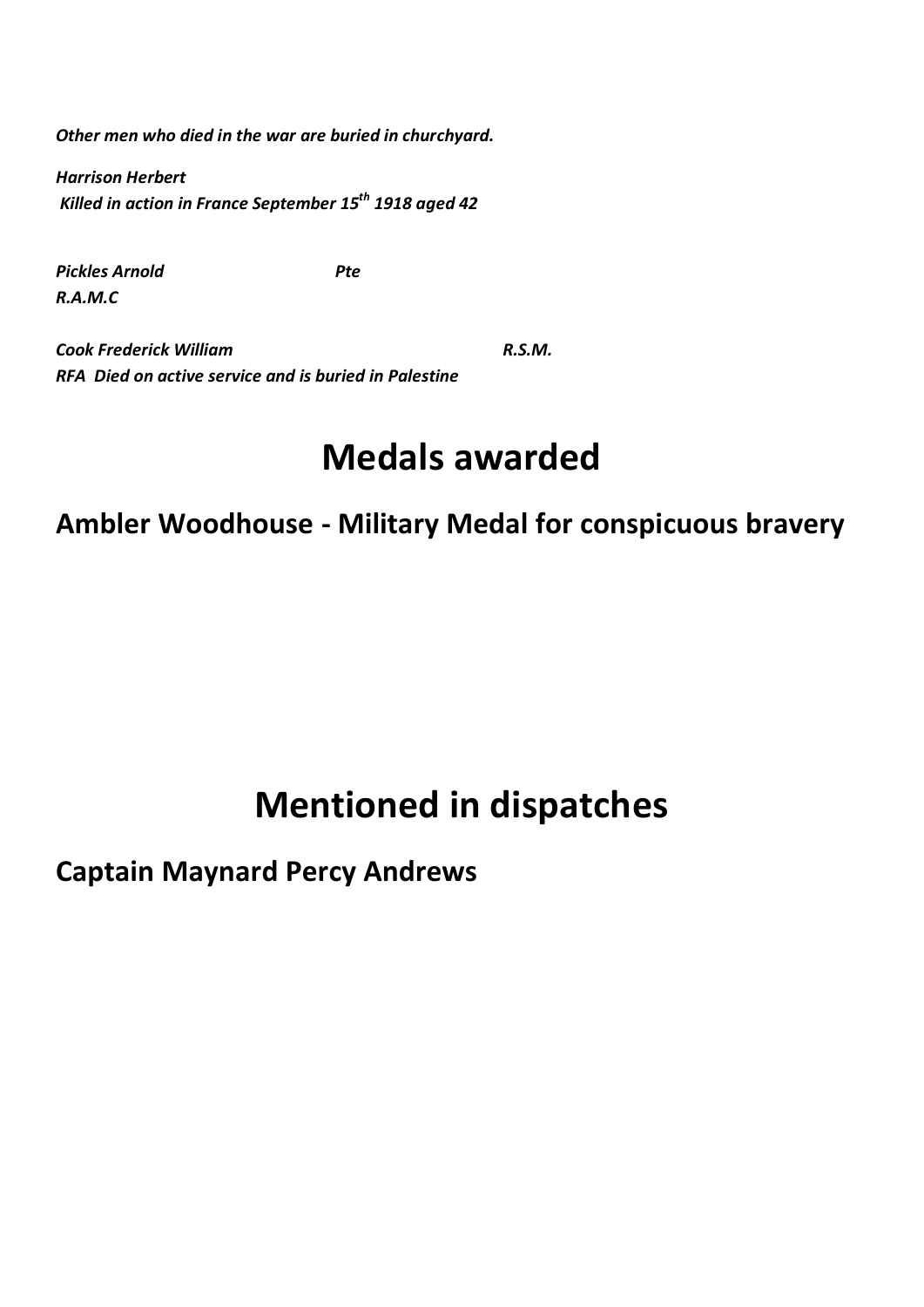***Other men who died in the war are buried in churchyard.***

***Harrison Herbert***
***Killed in action in France September 15th 1918 aged 42***

***Pickles Arnold*** ***Pte***
***R.A.M.C***

***Cook Frederick William*** ***R.S.M.***
***RFA Died on active service and is buried in Palestine***

# Medals awarded

## Ambler Woodhouse - Military Medal for conspicuous bravery

# Mentioned in dispatches

## Captain Maynard Percy Andrews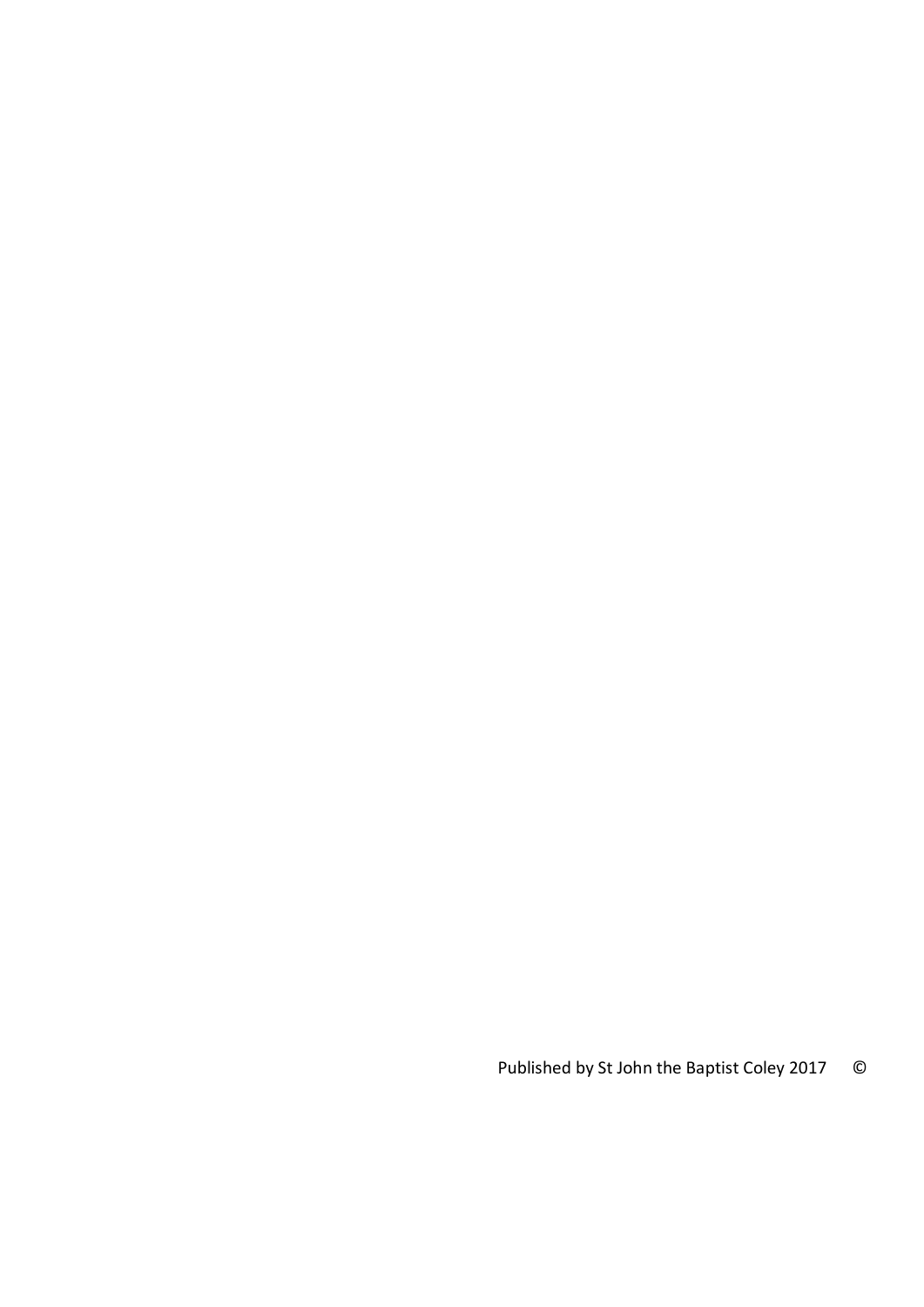Published by St John the Baptist Coley 2017 ©